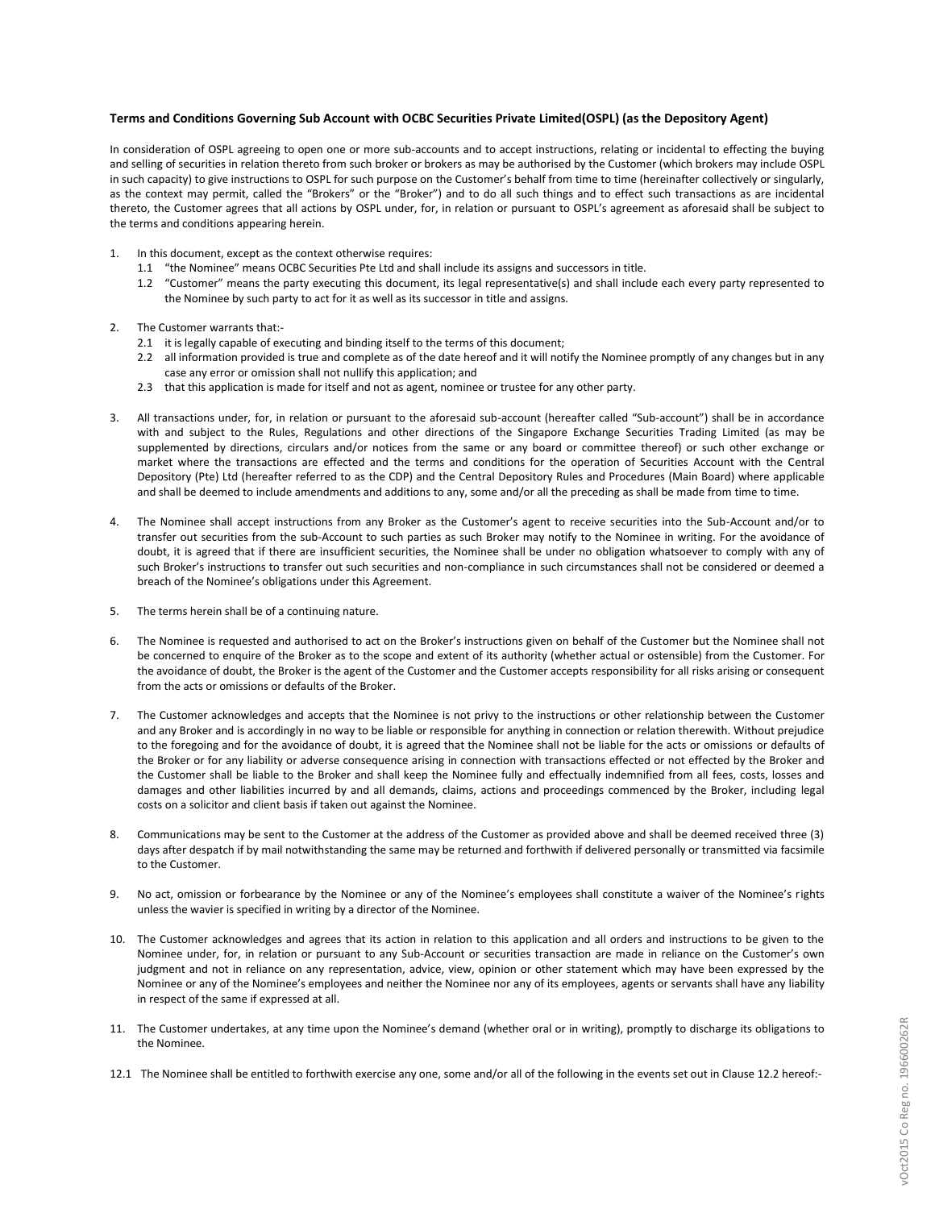**Terms and Conditions Governing Sub Account with OCBC Securities Private Limited(OSPL) (as the Depository Agent)**

In consideration of OSPL agreeing to open one or more sub-accounts and to accept instructions, relating or incidental to effecting the buying and selling of securities in relation thereto from such broker or brokers as may be authorised by the Customer (which brokers may include OSPL in such capacity) to give instructions to OSPL for such purpose on the Customer's behalf from time to time (hereinafter collectively or singularly, as the context may permit, called the "Brokers" or the "Broker") and to do all such things and to effect such transactions as are incidental thereto, the Customer agrees that all actions by OSPL under, for, in relation or pursuant to OSPL's agreement as aforesaid shall be subject to the terms and conditions appearing herein.

1. In this document, except as the context otherwise requires:
   1.1 "the Nominee" means OCBC Securities Pte Ltd and shall include its assigns and successors in title.
   1.2 "Customer" means the party executing this document, its legal representative(s) and shall include each every party represented to the Nominee by such party to act for it as well as its successor in title and assigns.

2. The Customer warrants that:-
   2.1 it is legally capable of executing and binding itself to the terms of this document;
   2.2 all information provided is true and complete as of the date hereof and it will notify the Nominee promptly of any changes but in any case any error or omission shall not nullify this application; and
   2.3 that this application is made for itself and not as agent, nominee or trustee for any other party.

3. All transactions under, for, in relation or pursuant to the aforesaid sub-account (hereafter called "Sub-account") shall be in accordance with and subject to the Rules, Regulations and other directions of the Singapore Exchange Securities Trading Limited (as may be supplemented by directions, circulars and/or notices from the same or any board or committee thereof) or such other exchange or market where the transactions are effected and the terms and conditions for the operation of Securities Account with the Central Depository (Pte) Ltd (hereafter referred to as the CDP) and the Central Depository Rules and Procedures (Main Board) where applicable and shall be deemed to include amendments and additions to any, some and/or all the preceding as shall be made from time to time.

4. The Nominee shall accept instructions from any Broker as the Customer's agent to receive securities into the Sub-Account and/or to transfer out securities from the sub-Account to such parties as such Broker may notify to the Nominee in writing. For the avoidance of doubt, it is agreed that if there are insufficient securities, the Nominee shall be under no obligation whatsoever to comply with any of such Broker's instructions to transfer out such securities and non-compliance in such circumstances shall not be considered or deemed a breach of the Nominee's obligations under this Agreement.

5. The terms herein shall be of a continuing nature.

6. The Nominee is requested and authorised to act on the Broker's instructions given on behalf of the Customer but the Nominee shall not be concerned to enquire of the Broker as to the scope and extent of its authority (whether actual or ostensible) from the Customer. For the avoidance of doubt, the Broker is the agent of the Customer and the Customer accepts responsibility for all risks arising or consequent from the acts or omissions or defaults of the Broker.

7. The Customer acknowledges and accepts that the Nominee is not privy to the instructions or other relationship between the Customer and any Broker and is accordingly in no way to be liable or responsible for anything in connection or relation therewith. Without prejudice to the foregoing and for the avoidance of doubt, it is agreed that the Nominee shall not be liable for the acts or omissions or defaults of the Broker or for any liability or adverse consequence arising in connection with transactions effected or not effected by the Broker and the Customer shall be liable to the Broker and shall keep the Nominee fully and effectually indemnified from all fees, costs, losses and damages and other liabilities incurred by and all demands, claims, actions and proceedings commenced by the Broker, including legal costs on a solicitor and client basis if taken out against the Nominee.

8. Communications may be sent to the Customer at the address of the Customer as provided above and shall be deemed received three (3) days after despatch if by mail notwithstanding the same may be returned and forthwith if delivered personally or transmitted via facsimile to the Customer.

9. No act, omission or forbearance by the Nominee or any of the Nominee's employees shall constitute a waiver of the Nominee's rights unless the wavier is specified in writing by a director of the Nominee.

10. The Customer acknowledges and agrees that its action in relation to this application and all orders and instructions to be given to the Nominee under, for, in relation or pursuant to any Sub-Account or securities transaction are made in reliance on the Customer's own judgment and not in reliance on any representation, advice, view, opinion or other statement which may have been expressed by the Nominee or any of the Nominee's employees and neither the Nominee nor any of its employees, agents or servants shall have any liability in respect of the same if expressed at all.

11. The Customer undertakes, at any time upon the Nominee's demand (whether oral or in writing), promptly to discharge its obligations to the Nominee.

12.1 The Nominee shall be entitled to forthwith exercise any one, some and/or all of the following in the events set out in Clause 12.2 hereof:-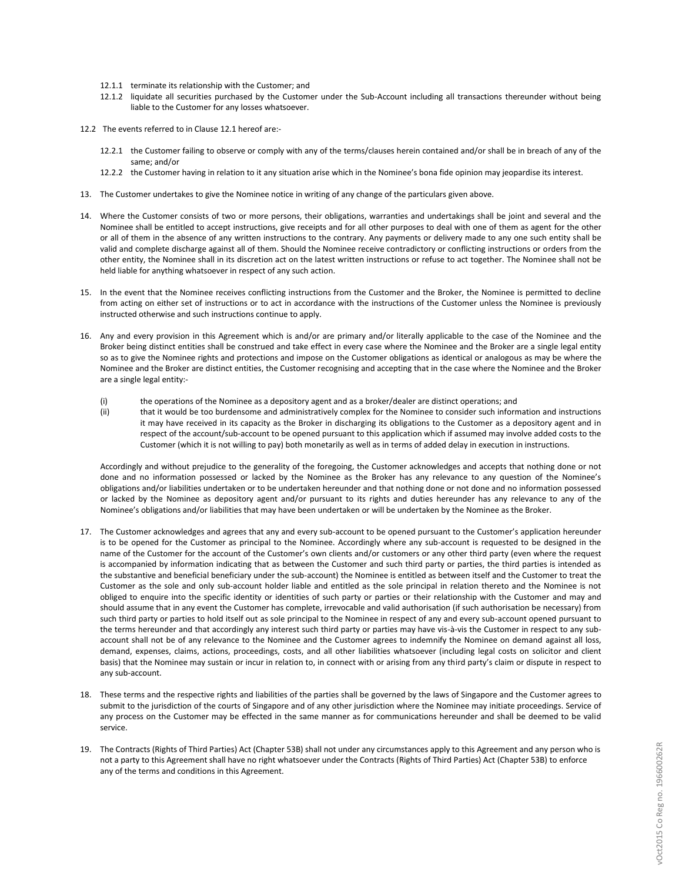12.1.1 terminate its relationship with the Customer; and

12.1.2 liquidate all securities purchased by the Customer under the Sub-Account including all transactions thereunder without being liable to the Customer for any losses whatsoever.

12.2 The events referred to in Clause 12.1 hereof are:-

12.2.1 the Customer failing to observe or comply with any of the terms/clauses herein contained and/or shall be in breach of any of the same; and/or

12.2.2 the Customer having in relation to it any situation arise which in the Nominee's bona fide opinion may jeopardise its interest.

13. The Customer undertakes to give the Nominee notice in writing of any change of the particulars given above.

14. Where the Customer consists of two or more persons, their obligations, warranties and undertakings shall be joint and several and the Nominee shall be entitled to accept instructions, give receipts and for all other purposes to deal with one of them as agent for the other or all of them in the absence of any written instructions to the contrary. Any payments or delivery made to any one such entity shall be valid and complete discharge against all of them. Should the Nominee receive contradictory or conflicting instructions or orders from the other entity, the Nominee shall in its discretion act on the latest written instructions or refuse to act together. The Nominee shall not be held liable for anything whatsoever in respect of any such action.

15. In the event that the Nominee receives conflicting instructions from the Customer and the Broker, the Nominee is permitted to decline from acting on either set of instructions or to act in accordance with the instructions of the Customer unless the Nominee is previously instructed otherwise and such instructions continue to apply.

16. Any and every provision in this Agreement which is and/or are primary and/or literally applicable to the case of the Nominee and the Broker being distinct entities shall be construed and take effect in every case where the Nominee and the Broker are a single legal entity so as to give the Nominee rights and protections and impose on the Customer obligations as identical or analogous as may be where the Nominee and the Broker are distinct entities, the Customer recognising and accepting that in the case where the Nominee and the Broker are a single legal entity:-

(i) the operations of the Nominee as a depository agent and as a broker/dealer are distinct operations; and

(ii) that it would be too burdensome and administratively complex for the Nominee to consider such information and instructions it may have received in its capacity as the Broker in discharging its obligations to the Customer as a depository agent and in respect of the account/sub-account to be opened pursuant to this application which if assumed may involve added costs to the Customer (which it is not willing to pay) both monetarily as well as in terms of added delay in execution in instructions.

Accordingly and without prejudice to the generality of the foregoing, the Customer acknowledges and accepts that nothing done or not done and no information possessed or lacked by the Nominee as the Broker has any relevance to any question of the Nominee's obligations and/or liabilities undertaken or to be undertaken hereunder and that nothing done or not done and no information possessed or lacked by the Nominee as depository agent and/or pursuant to its rights and duties hereunder has any relevance to any of the Nominee's obligations and/or liabilities that may have been undertaken or will be undertaken by the Nominee as the Broker.

17. The Customer acknowledges and agrees that any and every sub-account to be opened pursuant to the Customer's application hereunder is to be opened for the Customer as principal to the Nominee. Accordingly where any sub-account is requested to be designed in the name of the Customer for the account of the Customer's own clients and/or customers or any other third party (even where the request is accompanied by information indicating that as between the Customer and such third party or parties, the third parties is intended as the substantive and beneficial beneficiary under the sub-account) the Nominee is entitled as between itself and the Customer to treat the Customer as the sole and only sub-account holder liable and entitled as the sole principal in relation thereto and the Nominee is not obliged to enquire into the specific identity or identities of such party or parties or their relationship with the Customer and may and should assume that in any event the Customer has complete, irrevocable and valid authorisation (if such authorisation be necessary) from such third party or parties to hold itself out as sole principal to the Nominee in respect of any and every sub-account opened pursuant to the terms hereunder and that accordingly any interest such third party or parties may have vis-à-vis the Customer in respect to any sub-account shall not be of any relevance to the Nominee and the Customer agrees to indemnify the Nominee on demand against all loss, demand, expenses, claims, actions, proceedings, costs, and all other liabilities whatsoever (including legal costs on solicitor and client basis) that the Nominee may sustain or incur in relation to, in connect with or arising from any third party's claim or dispute in respect to any sub-account.

18. These terms and the respective rights and liabilities of the parties shall be governed by the laws of Singapore and the Customer agrees to submit to the jurisdiction of the courts of Singapore and of any other jurisdiction where the Nominee may initiate proceedings. Service of any process on the Customer may be effected in the same manner as for communications hereunder and shall be deemed to be valid service.

19. The Contracts (Rights of Third Parties) Act (Chapter 53B) shall not under any circumstances apply to this Agreement and any person who is not a party to this Agreement shall have no right whatsoever under the Contracts (Rights of Third Parties) Act (Chapter 53B) to enforce any of the terms and conditions in this Agreement.

vOct2015 Co Reg no. 196600262R